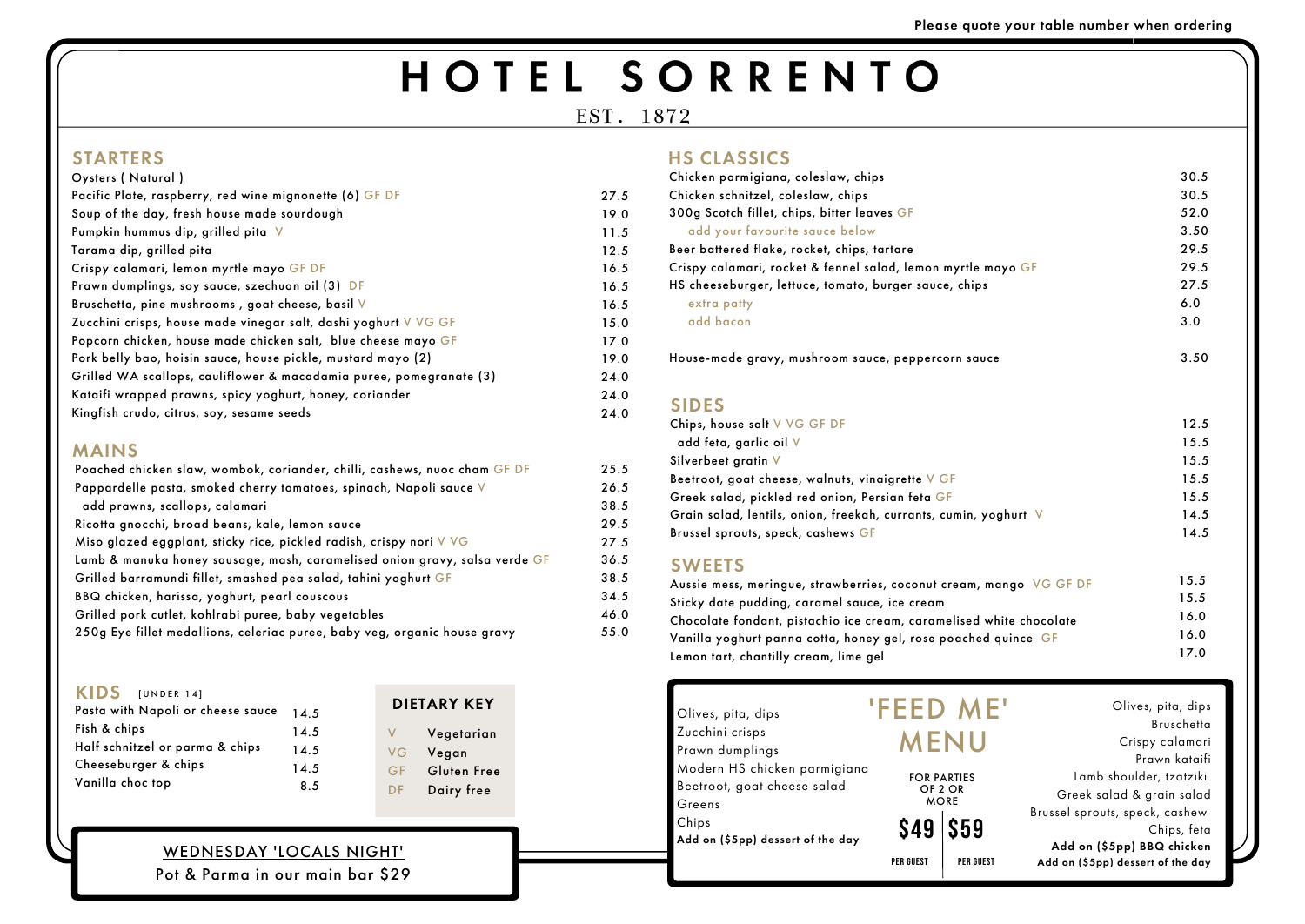Please quote your table number when ordering

# HOTEL SORRENTO

EST. 1872

## STARTERS

| Item | Price |
|---|---|
| Oysters ( Natural ) | |
| Pacific Plate, raspberry, red wine mignonette (6) GF DF | 27.5 |
| Soup of the day, fresh house made sourdough | 19.0 |
| Pumpkin hummus dip, grilled pita V | 11.5 |
| Tarama dip, grilled pita | 12.5 |
| Crispy calamari, lemon myrtle mayo GF DF | 16.5 |
| Prawn dumplings, soy sauce, szechuan oil (3) DF | 16.5 |
| Bruschetta, pine mushrooms , goat cheese, basil V | 16.5 |
| Zucchini crisps, house made vinegar salt, dashi yoghurt V VG GF | 15.0 |
| Popcorn chicken, house made chicken salt, blue cheese mayo GF | 17.0 |
| Pork belly bao, hoisin sauce, house pickle, mustard mayo (2) | 19.0 |
| Grilled WA scallops, cauliflower & macadamia puree, pomegranate (3) | 24.0 |
| Kataifi wrapped prawns, spicy yoghurt, honey, coriander | 24.0 |
| Kingfish crudo, citrus, soy, sesame seeds | 24.0 |

## MAINS

| Item | Price |
|---|---|
| Poached chicken slaw, wombok, coriander, chilli, cashews, nuoc cham GF DF | 25.5 |
| Pappardelle pasta, smoked cherry tomatoes, spinach, Napoli sauce V | 26.5 |
| add prawns, scallops, calamari | 38.5 |
| Ricotta gnocchi, broad beans, kale, lemon sauce | 29.5 |
| Miso glazed eggplant, sticky rice, pickled radish, crispy nori V VG | 27.5 |
| Lamb & manuka honey sausage, mash, caramelised onion gravy, salsa verde GF | 36.5 |
| Grilled barramundi fillet, smashed pea salad, tahini yoghurt GF | 38.5 |
| BBQ chicken, harissa, yoghurt, pearl couscous | 34.5 |
| Grilled pork cutlet, kohlrabi puree, baby vegetables | 46.0 |
| 250g Eye fillet medallions, celeriac puree, baby veg, organic house gravy | 55.0 |

## KIDS [UNDER 14]

| Item | Price |
|---|---|
| Pasta with Napoli or cheese sauce | 14.5 |
| Fish & chips | 14.5 |
| Half schnitzel or parma & chips | 14.5 |
| Cheeseburger & chips | 14.5 |
| Vanilla choc top | 8.5 |

### DIETARY KEY

- V Vegetarian
- VG Vegan
- GF Gluten Free
- DF Dairy free

**WEDNESDAY 'LOCALS NIGHT'**

Pot & Parma in our main bar $29

## HS CLASSICS

| Item | Price |
|---|---|
| Chicken parmigiana, coleslaw, chips | 30.5 |
| Chicken schnitzel, coleslaw, chips | 30.5 |
| 300g Scotch fillet, chips, bitter leaves GF | 52.0 |
| add your favourite sauce below | 3.50 |
| Beer battered flake, rocket, chips, tartare | 29.5 |
| Crispy calamari, rocket & fennel salad, lemon myrtle mayo GF | 29.5 |
| HS cheeseburger, lettuce, tomato, burger sauce, chips | 27.5 |
| extra patty | 6.0 |
| add bacon | 3.0 |
| House-made gravy, mushroom sauce, peppercorn sauce | 3.50 |

## SIDES

| Item | Price |
|---|---|
| Chips, house salt V VG GF DF | 12.5 |
| add feta, garlic oil V | 15.5 |
| Silverbeet gratin V | 15.5 |
| Beetroot, goat cheese, walnuts, vinaigrette V GF | 15.5 |
| Greek salad, pickled red onion, Persian feta GF | 15.5 |
| Grain salad, lentils, onion, freekah, currants, cumin, yoghurt V | 14.5 |
| Brussel sprouts, speck, cashews GF | 14.5 |

## SWEETS

| Item | Price |
|---|---|
| Aussie mess, meringue, strawberries, coconut cream, mango VG GF DF | 15.5 |
| Sticky date pudding, caramel sauce, ice cream | 15.5 |
| Chocolate fondant, pistachio ice cream, caramelised white chocolate | 16.0 |
| Vanilla yoghurt panna cotta, honey gel, rose poached quince GF | 16.0 |
| Lemon tart, chantilly cream, lime gel | 17.0 |

## 'FEED ME' MENU

FOR PARTIES OF 2 OR MORE

**$49 PER GUEST**

- Olives, pita, dips
- Zucchini crisps
- Prawn dumplings
- Modern HS chicken parmigiana
- Beetroot, goat cheese salad
- Greens
- Chips

**Add on ($5pp) dessert of the day**

**$59 PER GUEST**

- Olives, pita, dips
- Bruschetta
- Crispy calamari
- Prawn kataifi
- Lamb shoulder, tzatziki
- Greek salad & grain salad
- Brussel sprouts, speck, cashew
- Chips, feta

**Add on ($5pp) BBQ chicken**

**Add on ($5pp) dessert of the day**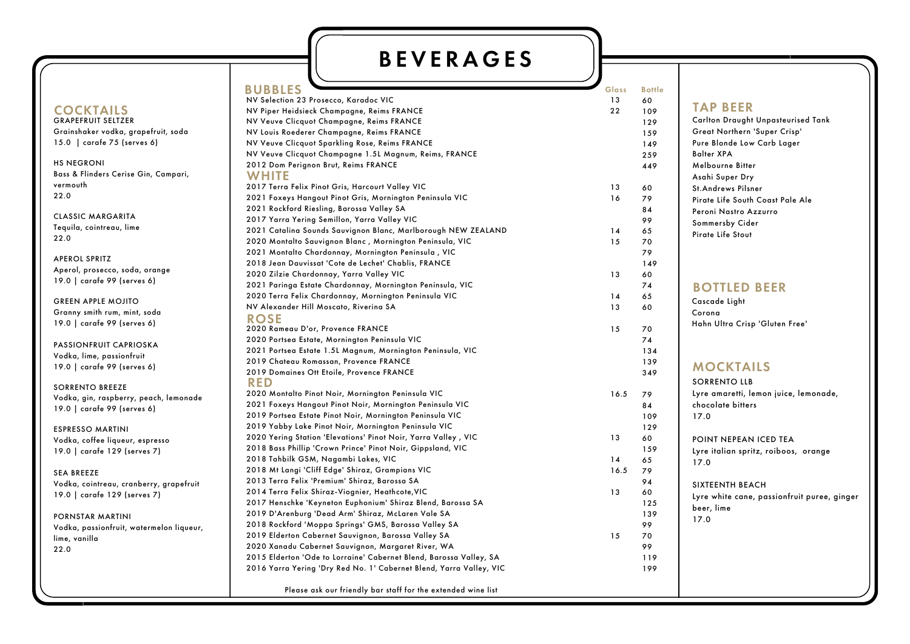# BEVERAGES

## COCKTAILS

GRAPEFRUIT SELTZER
Grainshaker vodka, grapefruit, soda
15.0 | carafe 75 (serves 6)

HS NEGRONI
Bass & Flinders Cerise Gin, Campari, vermouth
22.0

CLASSIC MARGARITA
Tequila, cointreau, lime
22.0

APEROL SPRITZ
Aperol, prosecco, soda, orange
19.0 | carafe 99 (serves 6)

GREEN APPLE MOJITO
Granny smith rum, mint, soda
19.0 | carafe 99 (serves 6)

PASSIONFRUIT CAPRIOSKA
Vodka, lime, passionfruit
19.0 | carafe 99 (serves 6)

SORRENTO BREEZE
Vodka, gin, raspberry, peach, lemonade
19.0 | carafe 99 (serves 6)

ESPRESSO MARTINI
Vodka, coffee liqueur, espresso
19.0 | carafe 129 (serves 7)

SEA BREEZE
Vodka, cointreau, cranberry, grapefruit
19.0 | carafe 129 (serves 7)

PORNSTAR MARTINI
Vodka, passionfruit, watermelon liqueur, lime, vanilla
22.0

## BUBBLES

| | Glass | Bottle |
|---|---|---|
| NV Selection 23 Prosecco, Karadoc VIC | 13 | 60 |
| NV Piper Heidsieck Champagne, Reims FRANCE | 22 | 109 |
| NV Veuve Clicquot Champagne, Reims FRANCE | | 129 |
| NV Louis Roederer Champagne, Reims FRANCE | | 159 |
| NV Veuve Clicquot Sparkling Rose, Reims FRANCE | | 149 |
| NV Veuve Clicquot Champagne 1.5L Magnum, Reims, FRANCE | | 259 |
| 2012 Dom Perignon Brut, Reims FRANCE | | 449 |

## WHITE

| | Glass | Bottle |
|---|---|---|
| 2017 Terra Felix Pinot Gris, Harcourt Valley VIC | 13 | 60 |
| 2021 Foxeys Hangout Pinot Gris, Mornington Peninsula VIC | 16 | 79 |
| 2021 Rockford Riesling, Barossa Valley SA | | 84 |
| 2017 Yarra Yering Semillon, Yarra Valley VIC | | 99 |
| 2021 Catalina Sounds Sauvignon Blanc, Marlborough NEW ZEALAND | 14 | 65 |
| 2020 Montalto Sauvignon Blanc , Mornington Peninsula, VIC | 15 | 70 |
| 2021 Montalto Chardonnay, Mornington Peninsula , VIC | | 79 |
| 2018 Jean Dauvissat 'Cote de Lechet' Chablis, FRANCE | | 149 |
| 2020 Zilzie Chardonnay, Yarra Valley VIC | 13 | 60 |
| 2021 Paringa Estate Chardonnay, Mornington Peninsula, VIC | | 74 |
| 2020 Terra Felix Chardonnay, Mornington Peninsula VIC | 14 | 65 |
| NV Alexander Hill Moscato, Riverina SA | 13 | 60 |

## ROSE

| | Glass | Bottle |
|---|---|---|
| 2020 Rameau D'or, Provence FRANCE | 15 | 70 |
| 2020 Portsea Estate, Mornington Peninsula VIC | | 74 |
| 2021 Portsea Estate 1.5L Magnum, Mornington Peninsula, VIC | | 134 |
| 2019 Chateau Romassan, Provence FRANCE | | 139 |
| 2019 Domaines Ott Etoile, Provence FRANCE | | 349 |

## RED

| | Glass | Bottle |
|---|---|---|
| 2020 Montalto Pinot Noir, Mornington Peninsula VIC | 16.5 | 79 |
| 2021 Foxeys Hangout Pinot Noir, Mornington Peninsula VIC | | 84 |
| 2019 Portsea Estate Pinot Noir, Mornington Peninsula VIC | | 109 |
| 2019 Yabby Lake Pinot Noir, Mornington Peninsula VIC | | 129 |
| 2020 Yering Station 'Elevations' Pinot Noir, Yarra Valley , VIC | 13 | 60 |
| 2018 Bass Phillip 'Crown Prince' Pinot Noir, Gippsland, VIC | | 159 |
| 2018 Tahbilk GSM, Nagambi Lakes, VIC | 14 | 65 |
| 2018 Mt Langi 'Cliff Edge' Shiraz, Grampians VIC | 16.5 | 79 |
| 2013 Terra Felix 'Premium' Shiraz, Barossa SA | | 94 |
| 2014 Terra Felix Shiraz-Viognier, Heathcote,VIC | 13 | 60 |
| 2017 Henschke 'Keyneton Euphonium' Shiraz Blend, Barossa SA | | 125 |
| 2019 D'Arenburg 'Dead Arm' Shiraz, McLaren Vale SA | | 139 |
| 2018 Rockford 'Moppa Springs' GMS, Barossa Valley SA | | 99 |
| 2019 Elderton Cabernet Sauvignon, Barossa Valley SA | 15 | 70 |
| 2020 Xanadu Cabernet Sauvignon, Margaret River, WA | | 99 |
| 2015 Elderton 'Ode to Lorraine' Cabernet Blend, Barossa Valley, SA | | 119 |
| 2016 Yarra Yering 'Dry Red No. 1' Cabernet Blend, Yarra Valley, VIC | | 199 |

Please ask our friendly bar staff for the extended wine list

## TAP BEER

Carlton Draught Unpasteurised Tank
Great Northern 'Super Crisp'
Pure Blonde Low Carb Lager
Balter XPA
Melbourne Bitter
Asahi Super Dry
St.Andrews Pilsner
Pirate Life South Coast Pale Ale
Peroni Nastro Azzurro
Sommersby Cider
Pirate Life Stout

## BOTTLED BEER

Cascade Light
Corona
Hahn Ultra Crisp 'Gluten Free'

## MOCKTAILS

SORRENTO LLB
Lyre amaretti, lemon juice, lemonade, chocolate bitters
17.0

POINT NEPEAN ICED TEA
Lyre italian spritz, roiboos, orange
17.0

SIXTEENTH BEACH
Lyre white cane, passionfruit puree, ginger beer, lime
17.0